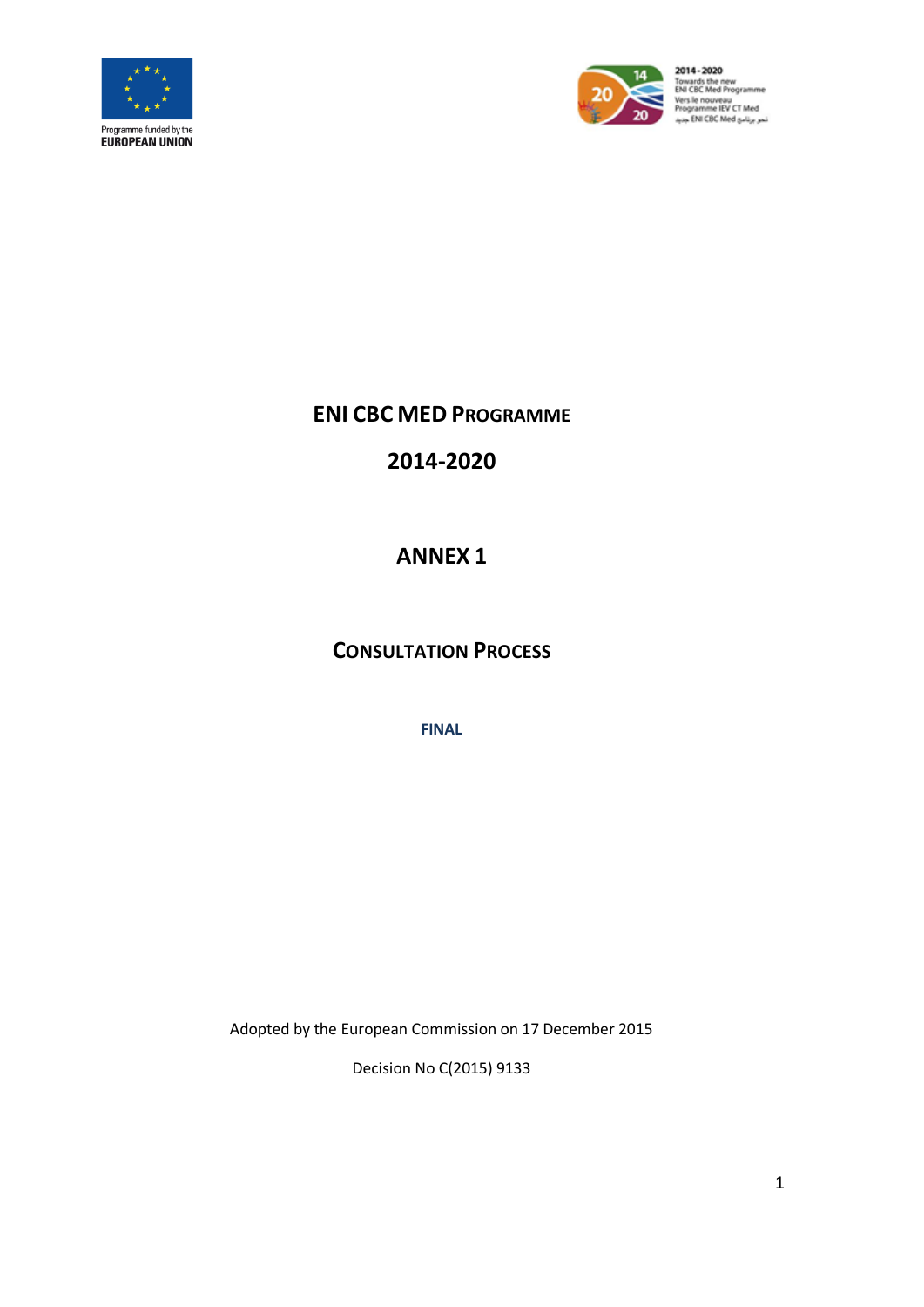Programme funded by the
EUROPEAN UNION

2014 - 2020
Towards the new
ENI CBC Med Programme
Vers le nouveau
Programme IEV CT Med
نحو برنامج ENI CBC Med جديد

# ENI CBC MED PROGRAMME

# 2014-2020

# ANNEX 1

## CONSULTATION PROCESS

**FINAL**

Adopted by the European Commission on 17 December 2015

Decision No C(2015) 9133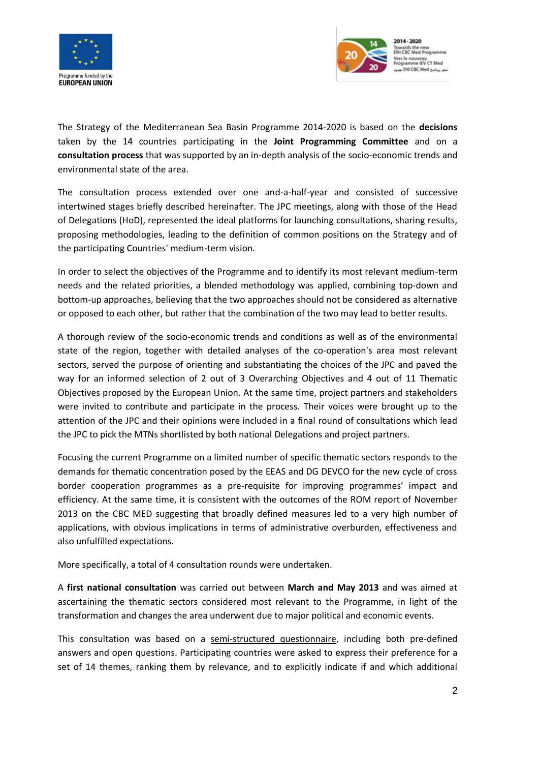The Strategy of the Mediterranean Sea Basin Programme 2014-2020 is based on the **decisions** taken by the 14 countries participating in the **Joint Programming Committee** and on a **consultation process** that was supported by an in-depth analysis of the socio-economic trends and environmental state of the area.

The consultation process extended over one and-a-half-year and consisted of successive intertwined stages briefly described hereinafter. The JPC meetings, along with those of the Head of Delegations (HoD), represented the ideal platforms for launching consultations, sharing results, proposing methodologies, leading to the definition of common positions on the Strategy and of the participating Countries' medium-term vision.

In order to select the objectives of the Programme and to identify its most relevant medium-term needs and the related priorities, a blended methodology was applied, combining top-down and bottom-up approaches, believing that the two approaches should not be considered as alternative or opposed to each other, but rather that the combination of the two may lead to better results.

A thorough review of the socio-economic trends and conditions as well as of the environmental state of the region, together with detailed analyses of the co-operation's area most relevant sectors, served the purpose of orienting and substantiating the choices of the JPC and paved the way for an informed selection of 2 out of 3 Overarching Objectives and 4 out of 11 Thematic Objectives proposed by the European Union. At the same time, project partners and stakeholders were invited to contribute and participate in the process. Their voices were brought up to the attention of the JPC and their opinions were included in a final round of consultations which lead the JPC to pick the MTNs shortlisted by both national Delegations and project partners.

Focusing the current Programme on a limited number of specific thematic sectors responds to the demands for thematic concentration posed by the EEAS and DG DEVCO for the new cycle of cross border cooperation programmes as a pre-requisite for improving programmes' impact and efficiency. At the same time, it is consistent with the outcomes of the ROM report of November 2013 on the CBC MED suggesting that broadly defined measures led to a very high number of applications, with obvious implications in terms of administrative overburden, effectiveness and also unfulfilled expectations.

More specifically, a total of 4 consultation rounds were undertaken.

A **first national consultation** was carried out between **March and May 2013** and was aimed at ascertaining the thematic sectors considered most relevant to the Programme, in light of the transformation and changes the area underwent due to major political and economic events.

This consultation was based on a semi-structured questionnaire, including both pre-defined answers and open questions. Participating countries were asked to express their preference for a set of 14 themes, ranking them by relevance, and to explicitly indicate if and which additional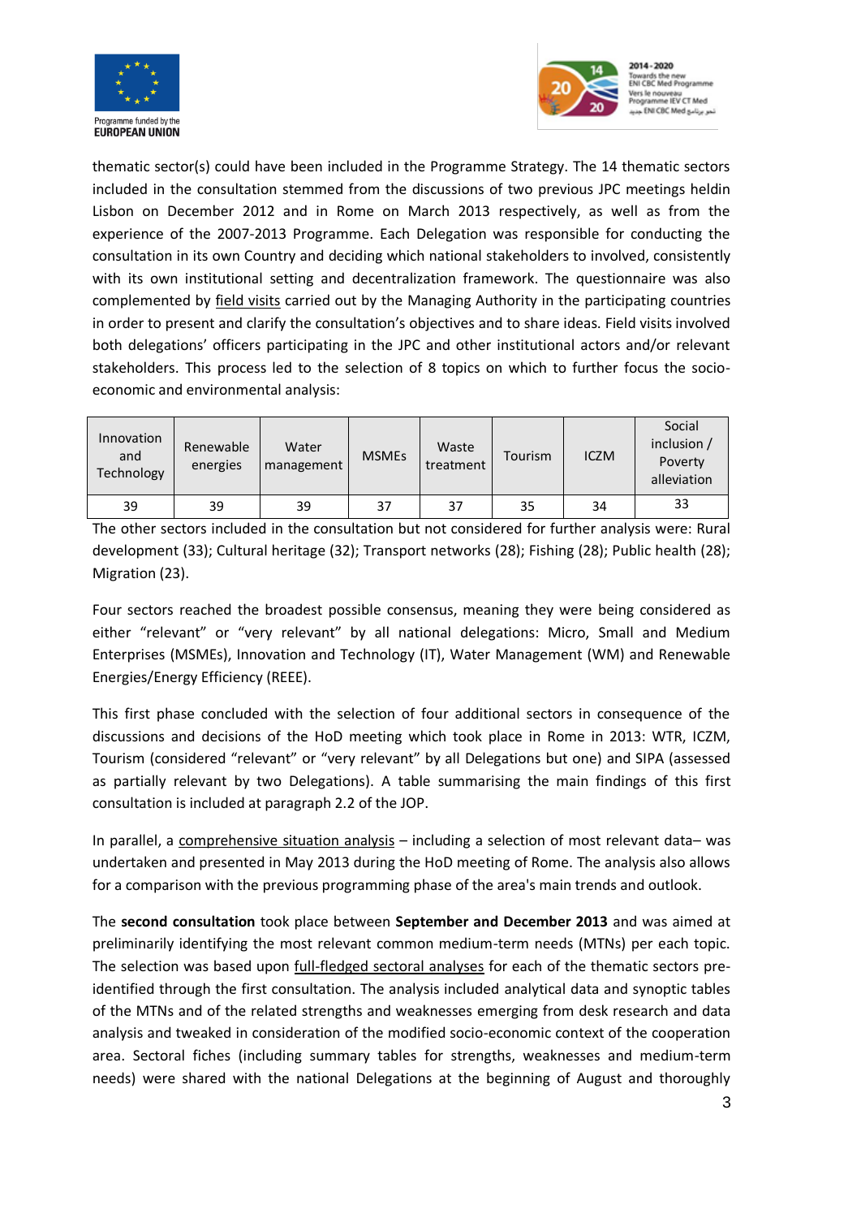thematic sector(s) could have been included in the Programme Strategy. The 14 thematic sectors included in the consultation stemmed from the discussions of two previous JPC meetings heldin Lisbon on December 2012 and in Rome on March 2013 respectively, as well as from the experience of the 2007-2013 Programme. Each Delegation was responsible for conducting the consultation in its own Country and deciding which national stakeholders to involved, consistently with its own institutional setting and decentralization framework. The questionnaire was also complemented by field visits carried out by the Managing Authority in the participating countries in order to present and clarify the consultation's objectives and to share ideas. Field visits involved both delegations' officers participating in the JPC and other institutional actors and/or relevant stakeholders. This process led to the selection of 8 topics on which to further focus the socio-economic and environmental analysis:

| Innovation and Technology | Renewable energies | Water management | MSMEs | Waste treatment | Tourism | ICZM | Social inclusion / Poverty alleviation |
|---|---|---|---|---|---|---|---|
| 39 | 39 | 39 | 37 | 37 | 35 | 34 | 33 |

The other sectors included in the consultation but not considered for further analysis were: Rural development (33); Cultural heritage (32); Transport networks (28); Fishing (28); Public health (28); Migration (23).

Four sectors reached the broadest possible consensus, meaning they were being considered as either "relevant" or "very relevant" by all national delegations: Micro, Small and Medium Enterprises (MSMEs), Innovation and Technology (IT), Water Management (WM) and Renewable Energies/Energy Efficiency (REEE).

This first phase concluded with the selection of four additional sectors in consequence of the discussions and decisions of the HoD meeting which took place in Rome in 2013: WTR, ICZM, Tourism (considered "relevant" or "very relevant" by all Delegations but one) and SIPA (assessed as partially relevant by two Delegations). A table summarising the main findings of this first consultation is included at paragraph 2.2 of the JOP.

In parallel, a comprehensive situation analysis – including a selection of most relevant data– was undertaken and presented in May 2013 during the HoD meeting of Rome. The analysis also allows for a comparison with the previous programming phase of the area's main trends and outlook.

The **second consultation** took place between **September and December 2013** and was aimed at preliminarily identifying the most relevant common medium-term needs (MTNs) per each topic. The selection was based upon full-fledged sectoral analyses for each of the thematic sectors pre-identified through the first consultation. The analysis included analytical data and synoptic tables of the MTNs and of the related strengths and weaknesses emerging from desk research and data analysis and tweaked in consideration of the modified socio-economic context of the cooperation area. Sectoral fiches (including summary tables for strengths, weaknesses and medium-term needs) were shared with the national Delegations at the beginning of August and thoroughly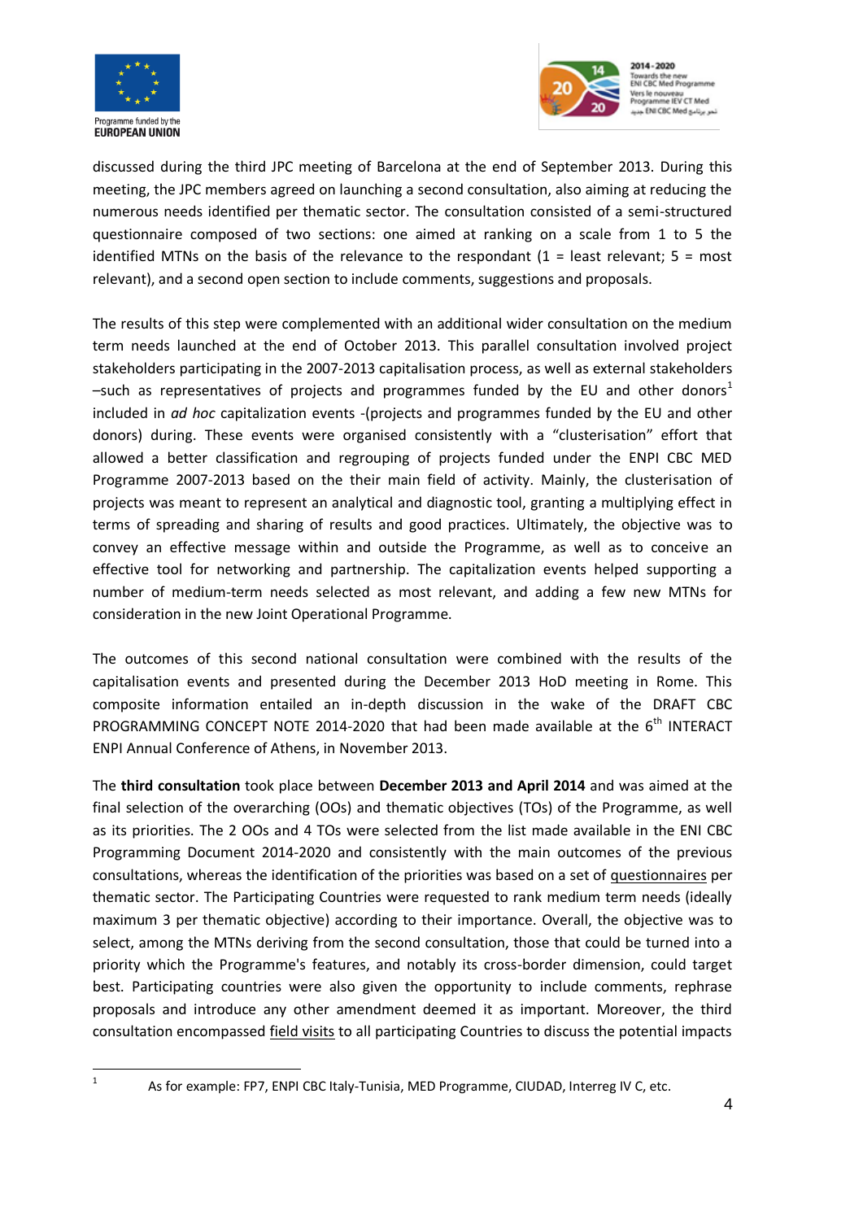discussed during the third JPC meeting of Barcelona at the end of September 2013. During this meeting, the JPC members agreed on launching a second consultation, also aiming at reducing the numerous needs identified per thematic sector. The consultation consisted of a semi-structured questionnaire composed of two sections: one aimed at ranking on a scale from 1 to 5 the identified MTNs on the basis of the relevance to the respondant (1 = least relevant; 5 = most relevant), and a second open section to include comments, suggestions and proposals.

The results of this step were complemented with an additional wider consultation on the medium term needs launched at the end of October 2013. This parallel consultation involved project stakeholders participating in the 2007-2013 capitalisation process, as well as external stakeholders –such as representatives of projects and programmes funded by the EU and other donors[1] included in *ad hoc* capitalization events -(projects and programmes funded by the EU and other donors) during. These events were organised consistently with a "clusterisation" effort that allowed a better classification and regrouping of projects funded under the ENPI CBC MED Programme 2007-2013 based on the their main field of activity. Mainly, the clusterisation of projects was meant to represent an analytical and diagnostic tool, granting a multiplying effect in terms of spreading and sharing of results and good practices. Ultimately, the objective was to convey an effective message within and outside the Programme, as well as to conceive an effective tool for networking and partnership. The capitalization events helped supporting a number of medium-term needs selected as most relevant, and adding a few new MTNs for consideration in the new Joint Operational Programme.

The outcomes of this second national consultation were combined with the results of the capitalisation events and presented during the December 2013 HoD meeting in Rome. This composite information entailed an in-depth discussion in the wake of the DRAFT CBC PROGRAMMING CONCEPT NOTE 2014-2020 that had been made available at the 6th INTERACT ENPI Annual Conference of Athens, in November 2013.

The **third consultation** took place between **December 2013 and April 2014** and was aimed at the final selection of the overarching (OOs) and thematic objectives (TOs) of the Programme, as well as its priorities. The 2 OOs and 4 TOs were selected from the list made available in the ENI CBC Programming Document 2014-2020 and consistently with the main outcomes of the previous consultations, whereas the identification of the priorities was based on a set of questionnaires per thematic sector. The Participating Countries were requested to rank medium term needs (ideally maximum 3 per thematic objective) according to their importance. Overall, the objective was to select, among the MTNs deriving from the second consultation, those that could be turned into a priority which the Programme's features, and notably its cross-border dimension, could target best. Participating countries were also given the opportunity to include comments, rephrase proposals and introduce any other amendment deemed it as important. Moreover, the third consultation encompassed field visits to all participating Countries to discuss the potential impacts

[1] As for example: FP7, ENPI CBC Italy-Tunisia, MED Programme, CIUDAD, Interreg IV C, etc.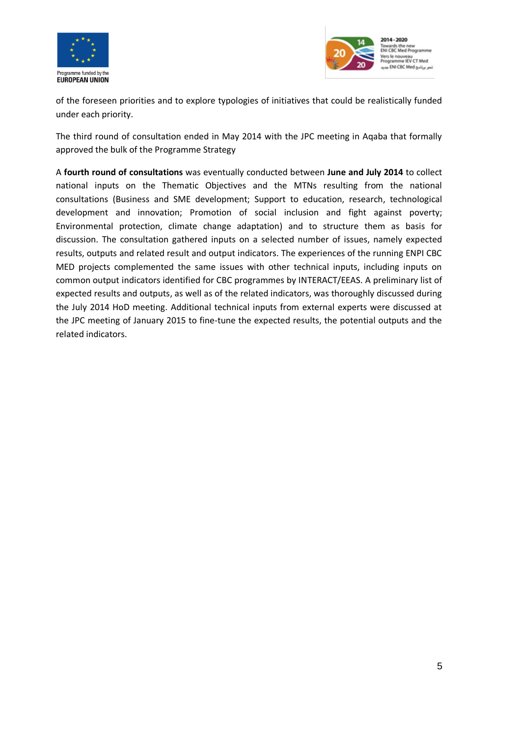of the foreseen priorities and to explore typologies of initiatives that could be realistically funded under each priority.

The third round of consultation ended in May 2014 with the JPC meeting in Aqaba that formally approved the bulk of the Programme Strategy

A **fourth round of consultations** was eventually conducted between **June and July 2014** to collect national inputs on the Thematic Objectives and the MTNs resulting from the national consultations (Business and SME development; Support to education, research, technological development and innovation; Promotion of social inclusion and fight against poverty; Environmental protection, climate change adaptation) and to structure them as basis for discussion. The consultation gathered inputs on a selected number of issues, namely expected results, outputs and related result and output indicators. The experiences of the running ENPI CBC MED projects complemented the same issues with other technical inputs, including inputs on common output indicators identified for CBC programmes by INTERACT/EEAS. A preliminary list of expected results and outputs, as well as of the related indicators, was thoroughly discussed during the July 2014 HoD meeting. Additional technical inputs from external experts were discussed at the JPC meeting of January 2015 to fine-tune the expected results, the potential outputs and the related indicators.